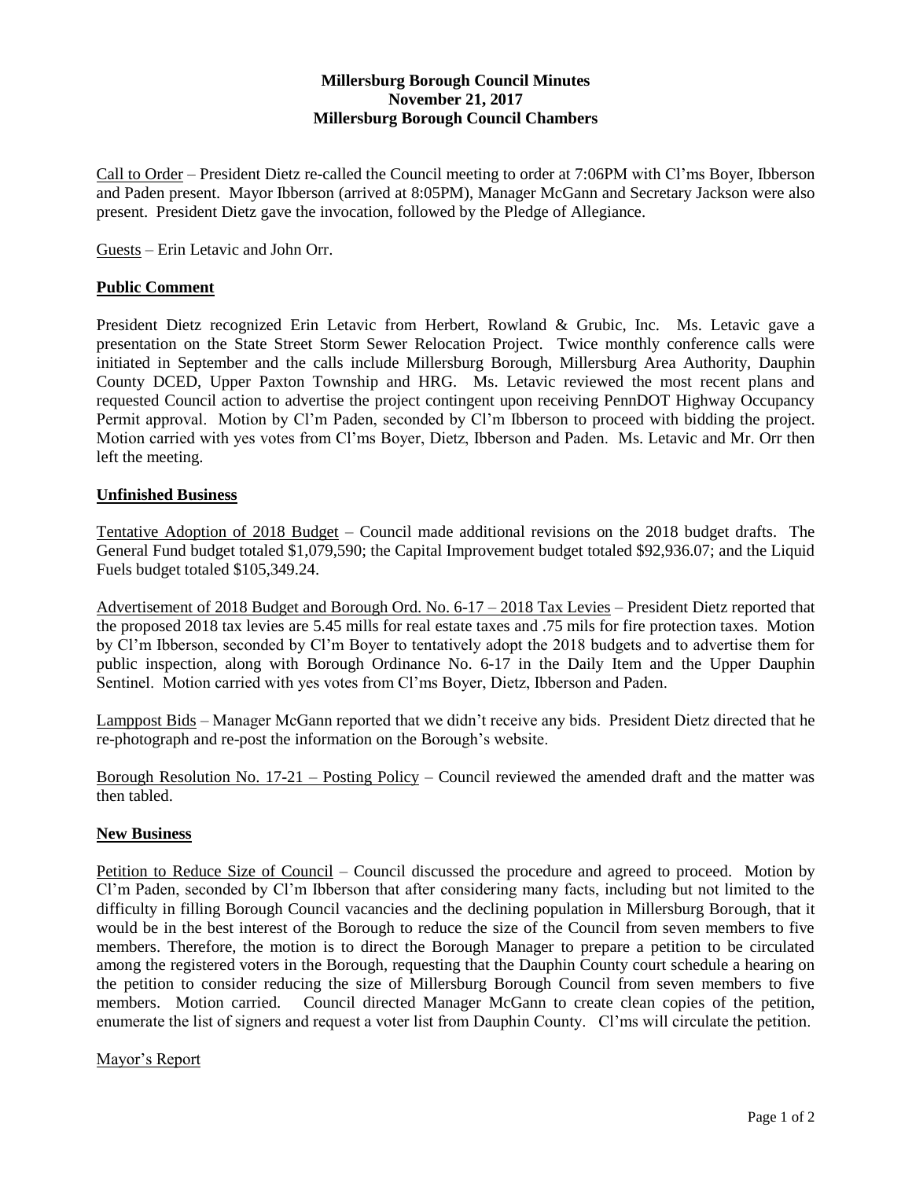**Millersburg Borough Council Minutes**
**November 21, 2017**
**Millersburg Borough Council Chambers**

Call to Order – President Dietz re-called the Council meeting to order at 7:06PM with Cl'ms Boyer, Ibberson and Paden present. Mayor Ibberson (arrived at 8:05PM), Manager McGann and Secretary Jackson were also present. President Dietz gave the invocation, followed by the Pledge of Allegiance.

Guests – Erin Letavic and John Orr.

**Public Comment**

President Dietz recognized Erin Letavic from Herbert, Rowland & Grubic, Inc. Ms. Letavic gave a presentation on the State Street Storm Sewer Relocation Project. Twice monthly conference calls were initiated in September and the calls include Millersburg Borough, Millersburg Area Authority, Dauphin County DCED, Upper Paxton Township and HRG. Ms. Letavic reviewed the most recent plans and requested Council action to advertise the project contingent upon receiving PennDOT Highway Occupancy Permit approval. Motion by Cl'm Paden, seconded by Cl'm Ibberson to proceed with bidding the project. Motion carried with yes votes from Cl'ms Boyer, Dietz, Ibberson and Paden. Ms. Letavic and Mr. Orr then left the meeting.

**Unfinished Business**

Tentative Adoption of 2018 Budget – Council made additional revisions on the 2018 budget drafts. The General Fund budget totaled $1,079,590; the Capital Improvement budget totaled $92,936.07; and the Liquid Fuels budget totaled $105,349.24.

Advertisement of 2018 Budget and Borough Ord. No. 6-17 – 2018 Tax Levies – President Dietz reported that the proposed 2018 tax levies are 5.45 mills for real estate taxes and .75 mils for fire protection taxes. Motion by Cl'm Ibberson, seconded by Cl'm Boyer to tentatively adopt the 2018 budgets and to advertise them for public inspection, along with Borough Ordinance No. 6-17 in the Daily Item and the Upper Dauphin Sentinel. Motion carried with yes votes from Cl'ms Boyer, Dietz, Ibberson and Paden.

Lamppost Bids – Manager McGann reported that we didn't receive any bids. President Dietz directed that he re-photograph and re-post the information on the Borough's website.

Borough Resolution No. 17-21 – Posting Policy – Council reviewed the amended draft and the matter was then tabled.

**New Business**

Petition to Reduce Size of Council – Council discussed the procedure and agreed to proceed. Motion by Cl'm Paden, seconded by Cl'm Ibberson that after considering many facts, including but not limited to the difficulty in filling Borough Council vacancies and the declining population in Millersburg Borough, that it would be in the best interest of the Borough to reduce the size of the Council from seven members to five members. Therefore, the motion is to direct the Borough Manager to prepare a petition to be circulated among the registered voters in the Borough, requesting that the Dauphin County court schedule a hearing on the petition to consider reducing the size of Millersburg Borough Council from seven members to five members. Motion carried. Council directed Manager McGann to create clean copies of the petition, enumerate the list of signers and request a voter list from Dauphin County. Cl'ms will circulate the petition.

Mayor's Report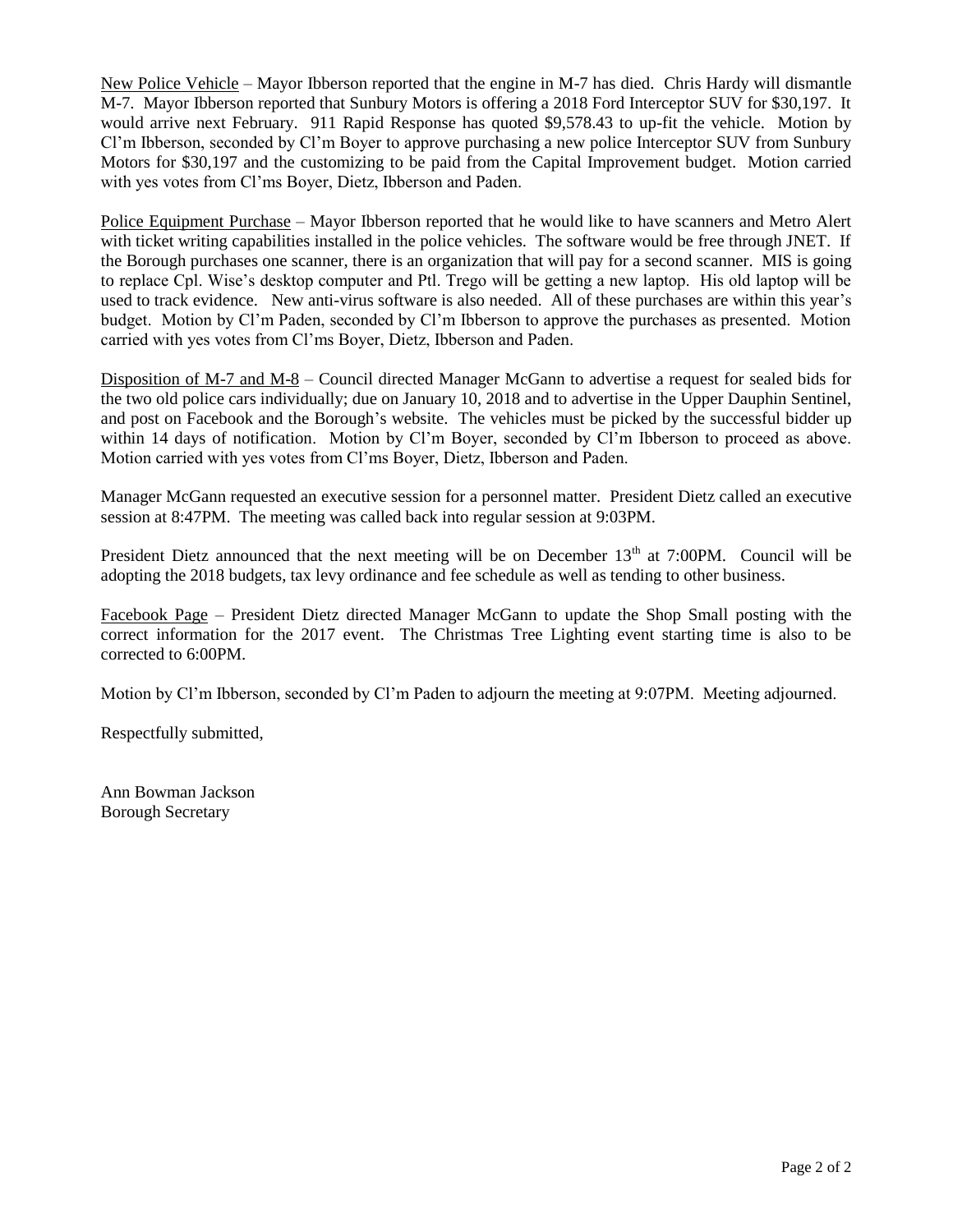New Police Vehicle – Mayor Ibberson reported that the engine in M-7 has died. Chris Hardy will dismantle M-7. Mayor Ibberson reported that Sunbury Motors is offering a 2018 Ford Interceptor SUV for $30,197. It would arrive next February. 911 Rapid Response has quoted $9,578.43 to up-fit the vehicle. Motion by Cl'm Ibberson, seconded by Cl'm Boyer to approve purchasing a new police Interceptor SUV from Sunbury Motors for $30,197 and the customizing to be paid from the Capital Improvement budget. Motion carried with yes votes from Cl'ms Boyer, Dietz, Ibberson and Paden.

Police Equipment Purchase – Mayor Ibberson reported that he would like to have scanners and Metro Alert with ticket writing capabilities installed in the police vehicles. The software would be free through JNET. If the Borough purchases one scanner, there is an organization that will pay for a second scanner. MIS is going to replace Cpl. Wise's desktop computer and Ptl. Trego will be getting a new laptop. His old laptop will be used to track evidence. New anti-virus software is also needed. All of these purchases are within this year's budget. Motion by Cl'm Paden, seconded by Cl'm Ibberson to approve the purchases as presented. Motion carried with yes votes from Cl'ms Boyer, Dietz, Ibberson and Paden.

Disposition of M-7 and M-8 – Council directed Manager McGann to advertise a request for sealed bids for the two old police cars individually; due on January 10, 2018 and to advertise in the Upper Dauphin Sentinel, and post on Facebook and the Borough's website. The vehicles must be picked by the successful bidder up within 14 days of notification. Motion by Cl'm Boyer, seconded by Cl'm Ibberson to proceed as above. Motion carried with yes votes from Cl'ms Boyer, Dietz, Ibberson and Paden.

Manager McGann requested an executive session for a personnel matter. President Dietz called an executive session at 8:47PM. The meeting was called back into regular session at 9:03PM.

President Dietz announced that the next meeting will be on December 13th at 7:00PM. Council will be adopting the 2018 budgets, tax levy ordinance and fee schedule as well as tending to other business.

Facebook Page – President Dietz directed Manager McGann to update the Shop Small posting with the correct information for the 2017 event. The Christmas Tree Lighting event starting time is also to be corrected to 6:00PM.

Motion by Cl'm Ibberson, seconded by Cl'm Paden to adjourn the meeting at 9:07PM. Meeting adjourned.

Respectfully submitted,

Ann Bowman Jackson
Borough Secretary